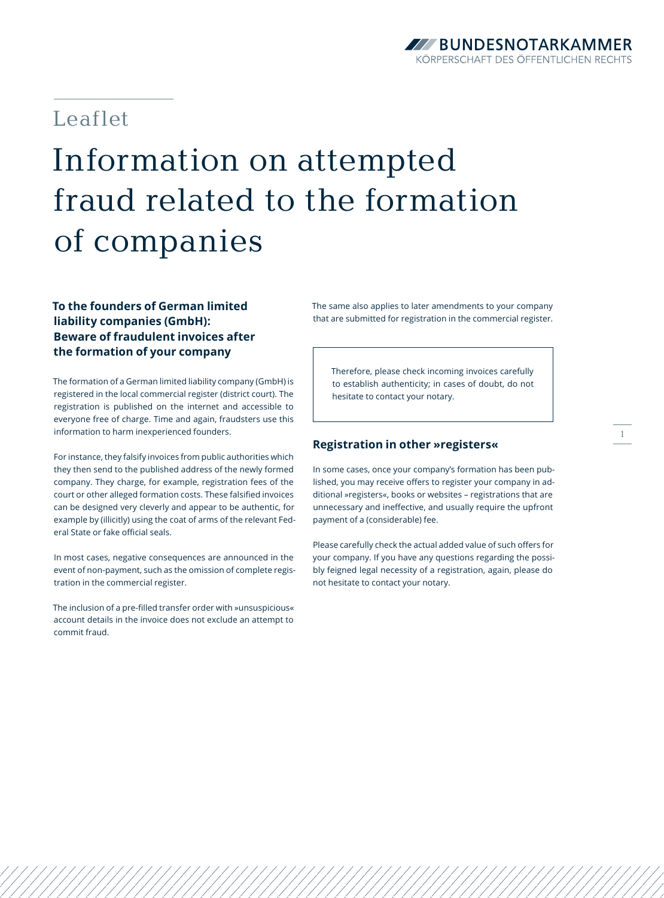**BUNDESNOTARKAMMER**
KÖRPERSCHAFT DES ÖFFENTLICHEN RECHTS

Leaflet

# Information on attempted fraud related to the formation of companies

## To the founders of German limited liability companies (GmbH): Beware of fraudulent invoices after the formation of your company

The formation of a German limited liability company (GmbH) is registered in the local commercial register (district court). The registration is published on the internet and accessible to everyone free of charge. Time and again, fraudsters use this information to harm inexperienced founders.

For instance, they falsify invoices from public authorities which they then send to the published address of the newly formed company. They charge, for example, registration fees of the court or other alleged formation costs. These falsified invoices can be designed very cleverly and appear to be authentic, for example by (illicitly) using the coat of arms of the relevant Federal State or fake official seals.

In most cases, negative consequences are announced in the event of non-payment, such as the omission of complete registration in the commercial register.

The inclusion of a pre-filled transfer order with »unsuspicious« account details in the invoice does not exclude an attempt to commit fraud.

The same also applies to later amendments to your company that are submitted for registration in the commercial register.

> Therefore, please check incoming invoices carefully to establish authenticity; in cases of doubt, do not hesitate to contact your notary.

## Registration in other »registers«

In some cases, once your company's formation has been published, you may receive offers to register your company in additional »registers«, books or websites – registrations that are unnecessary and ineffective, and usually require the upfront payment of a (considerable) fee.

Please carefully check the actual added value of such offers for your company. If you have any questions regarding the possibly feigned legal necessity of a registration, again, please do not hesitate to contact your notary.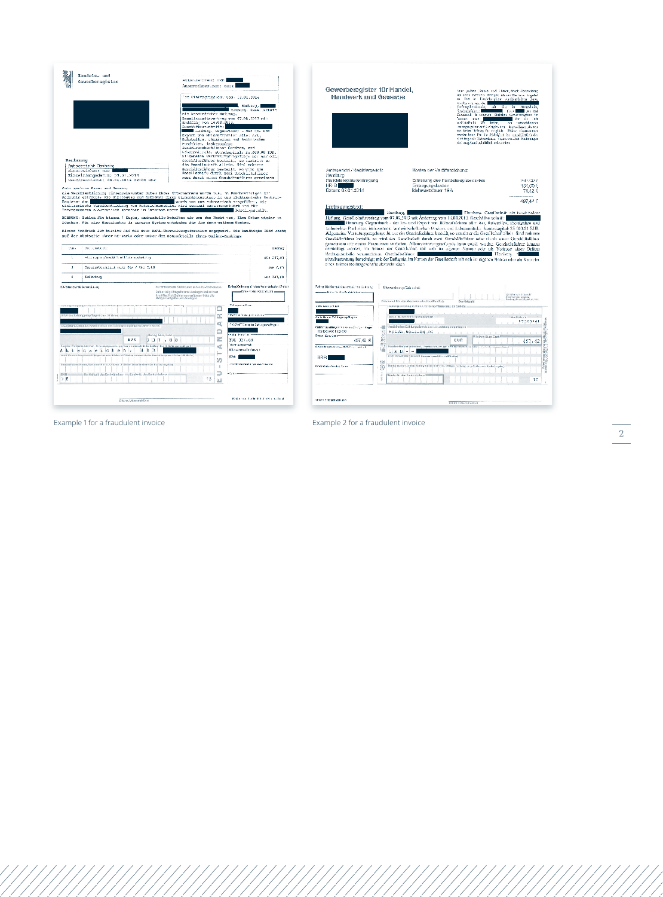Example 1 for a fraudulent invoice

Example 2 for a fraudulent invoice